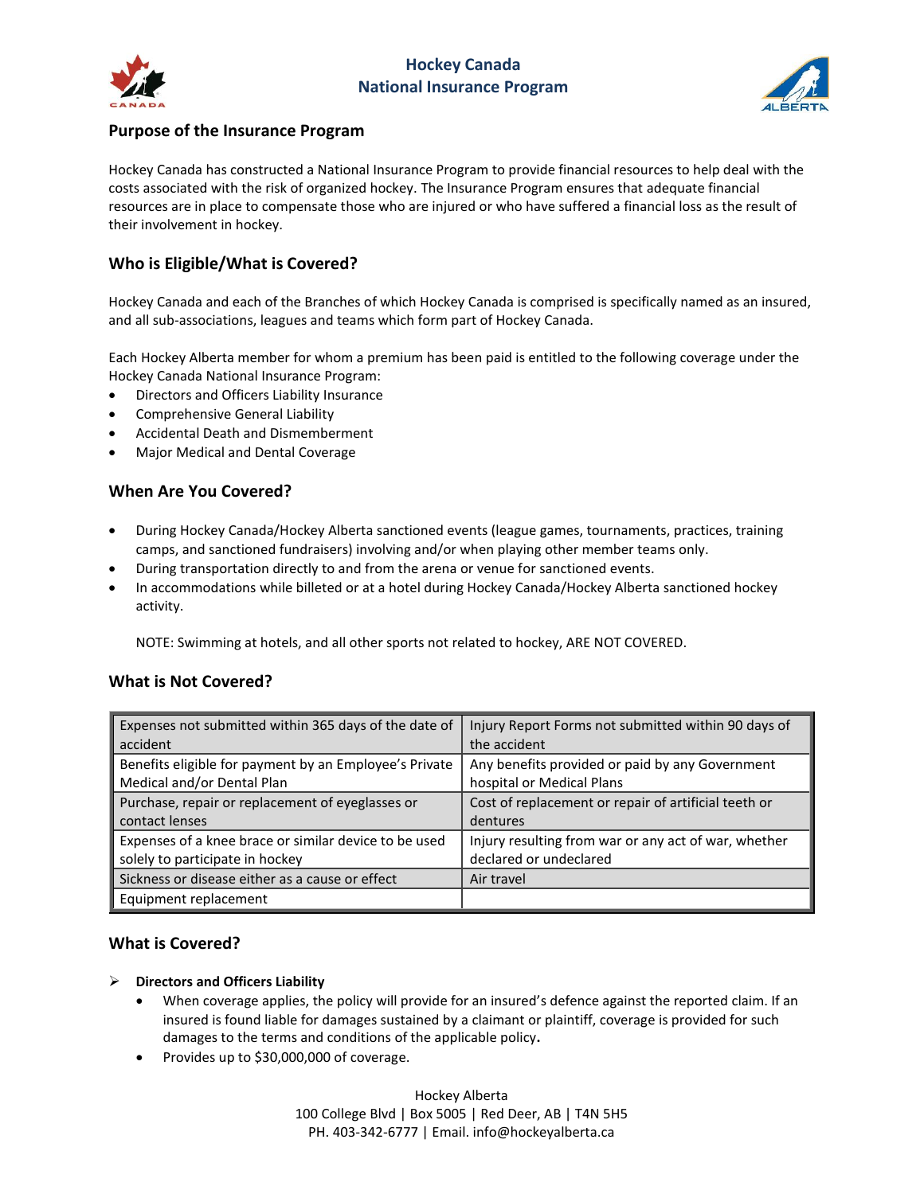# Hockey Canada
# National Insurance Program

## Purpose of the Insurance Program

Hockey Canada has constructed a National Insurance Program to provide financial resources to help deal with the costs associated with the risk of organized hockey. The Insurance Program ensures that adequate financial resources are in place to compensate those who are injured or who have suffered a financial loss as the result of their involvement in hockey.

## Who is Eligible/What is Covered?

Hockey Canada and each of the Branches of which Hockey Canada is comprised is specifically named as an insured, and all sub-associations, leagues and teams which form part of Hockey Canada.

Each Hockey Alberta member for whom a premium has been paid is entitled to the following coverage under the Hockey Canada National Insurance Program:

- Directors and Officers Liability Insurance
- Comprehensive General Liability
- Accidental Death and Dismemberment
- Major Medical and Dental Coverage

## When Are You Covered?

- During Hockey Canada/Hockey Alberta sanctioned events (league games, tournaments, practices, training camps, and sanctioned fundraisers) involving and/or when playing other member teams only.
- During transportation directly to and from the arena or venue for sanctioned events.
- In accommodations while billeted or at a hotel during Hockey Canada/Hockey Alberta sanctioned hockey activity.

NOTE: Swimming at hotels, and all other sports not related to hockey, ARE NOT COVERED.

## What is Not Covered?

| | |
|---|---|
| Expenses not submitted within 365 days of the date of accident | Injury Report Forms not submitted within 90 days of the accident |
| Benefits eligible for payment by an Employee's Private Medical and/or Dental Plan | Any benefits provided or paid by any Government hospital or Medical Plans |
| Purchase, repair or replacement of eyeglasses or contact lenses | Cost of replacement or repair of artificial teeth or dentures |
| Expenses of a knee brace or similar device to be used solely to participate in hockey | Injury resulting from war or any act of war, whether declared or undeclared |
| Sickness or disease either as a cause or effect | Air travel |
| Equipment replacement | |

## What is Covered?

- **Directors and Officers Liability**
  - When coverage applies, the policy will provide for an insured's defence against the reported claim. If an insured is found liable for damages sustained by a claimant or plaintiff, coverage is provided for such damages to the terms and conditions of the applicable policy.
  - Provides up to $30,000,000 of coverage.

Hockey Alberta
100 College Blvd | Box 5005 | Red Deer, AB | T4N 5H5
PH. 403-342-6777 | Email. info@hockeyalberta.ca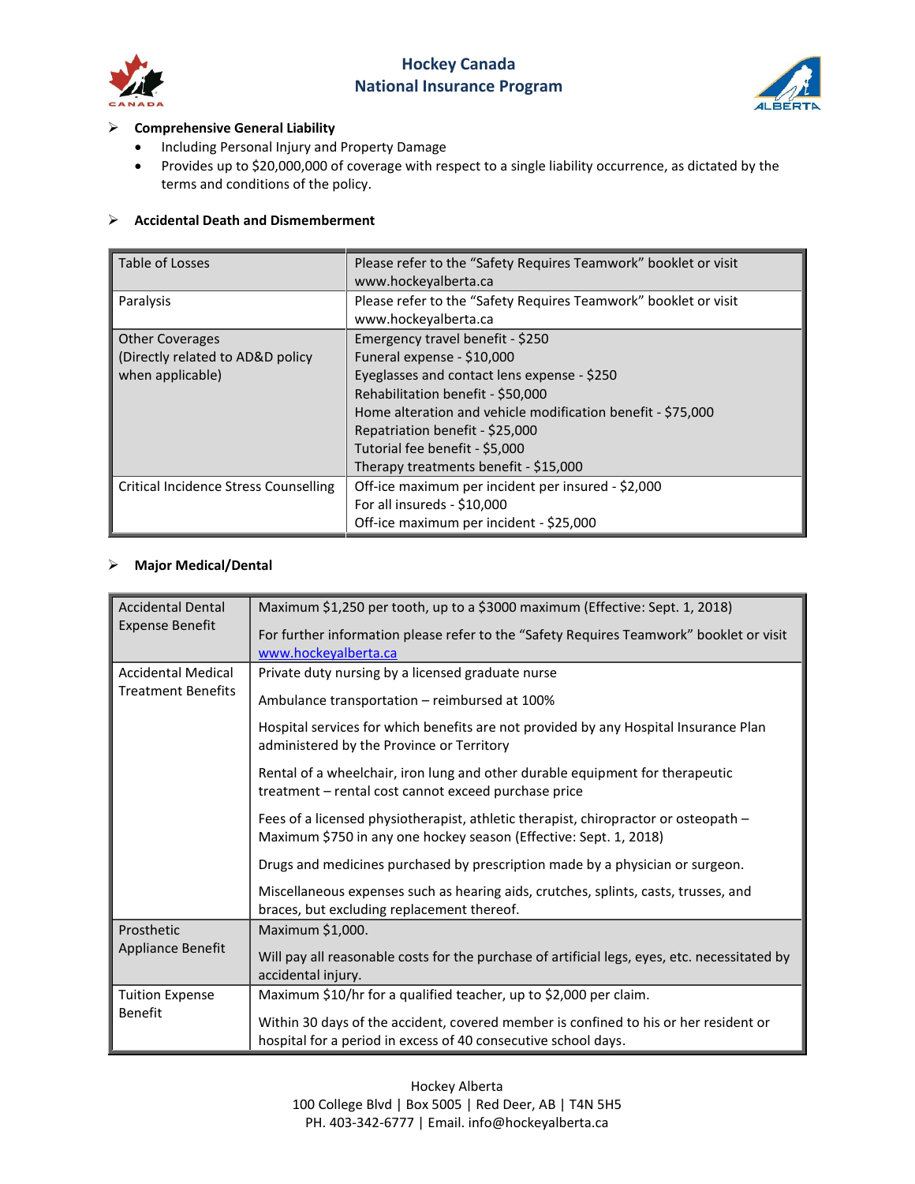# Hockey Canada
## National Insurance Program

- **Comprehensive General Liability**
  - Including Personal Injury and Property Damage
  - Provides up to $20,000,000 of coverage with respect to a single liability occurrence, as dictated by the terms and conditions of the policy.

- **Accidental Death and Dismemberment**

| | |
|---|---|
| Table of Losses | Please refer to the "Safety Requires Teamwork" booklet or visit www.hockeyalberta.ca |
| Paralysis | Please refer to the "Safety Requires Teamwork" booklet or visit www.hockeyalberta.ca |
| Other Coverages (Directly related to AD&D policy when applicable) | Emergency travel benefit - $250<br>Funeral expense - $10,000<br>Eyeglasses and contact lens expense - $250<br>Rehabilitation benefit - $50,000<br>Home alteration and vehicle modification benefit - $75,000<br>Repatriation benefit - $25,000<br>Tutorial fee benefit - $5,000<br>Therapy treatments benefit - $15,000 |
| Critical Incidence Stress Counselling | Off-ice maximum per incident per insured - $2,000<br>For all insureds - $10,000<br>Off-ice maximum per incident - $25,000 |

- **Major Medical/Dental**

| | |
|---|---|
| Accidental Dental Expense Benefit | Maximum $1,250 per tooth, up to a $3000 maximum (Effective: Sept. 1, 2018)<br><br>For further information please refer to the "Safety Requires Teamwork" booklet or visit www.hockeyalberta.ca |
| Accidental Medical Treatment Benefits | Private duty nursing by a licensed graduate nurse<br><br>Ambulance transportation – reimbursed at 100%<br><br>Hospital services for which benefits are not provided by any Hospital Insurance Plan administered by the Province or Territory<br><br>Rental of a wheelchair, iron lung and other durable equipment for therapeutic treatment – rental cost cannot exceed purchase price<br><br>Fees of a licensed physiotherapist, athletic therapist, chiropractor or osteopath – Maximum $750 in any one hockey season (Effective: Sept. 1, 2018)<br><br>Drugs and medicines purchased by prescription made by a physician or surgeon.<br><br>Miscellaneous expenses such as hearing aids, crutches, splints, casts, trusses, and braces, but excluding replacement thereof. |
| Prosthetic Appliance Benefit | Maximum $1,000.<br><br>Will pay all reasonable costs for the purchase of artificial legs, eyes, etc. necessitated by accidental injury. |
| Tuition Expense Benefit | Maximum $10/hr for a qualified teacher, up to $2,000 per claim.<br><br>Within 30 days of the accident, covered member is confined to his or her resident or hospital for a period in excess of 40 consecutive school days. |

Hockey Alberta
100 College Blvd | Box 5005 | Red Deer, AB | T4N 5H5
PH. 403-342-6777 | Email. info@hockeyalberta.ca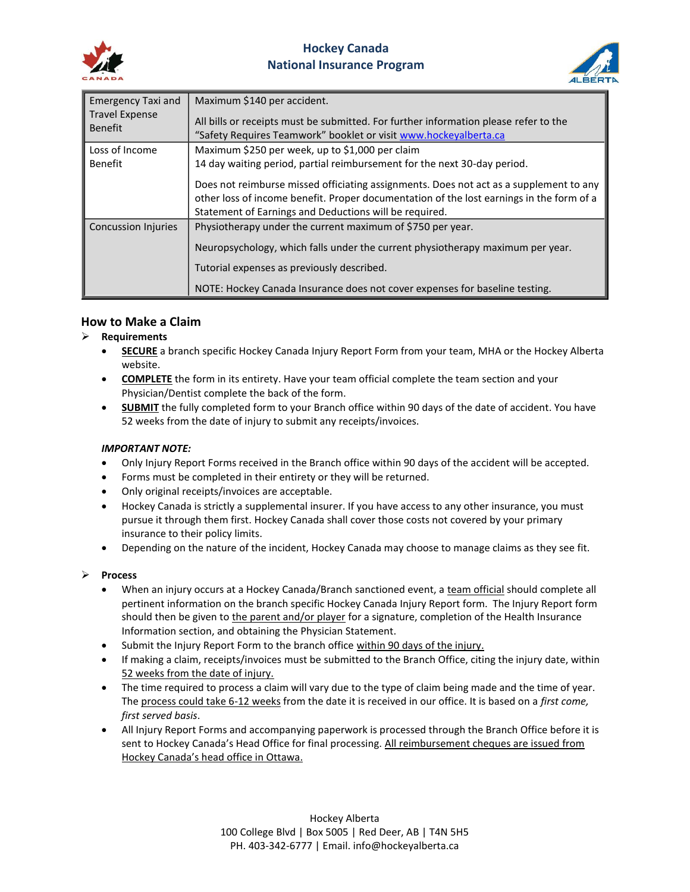| | |
|---|---|
| Emergency Taxi and Travel Expense Benefit | Maximum $140 per accident.<br><br>All bills or receipts must be submitted. For further information please refer to the "Safety Requires Teamwork" booklet or visit www.hockeyalberta.ca |
| Loss of Income Benefit | Maximum $250 per week, up to $1,000 per claim<br>14 day waiting period, partial reimbursement for the next 30-day period.<br><br>Does not reimburse missed officiating assignments. Does not act as a supplement to any other loss of income benefit. Proper documentation of the lost earnings in the form of a Statement of Earnings and Deductions will be required. |
| Concussion Injuries | Physiotherapy under the current maximum of $750 per year.<br><br>Neuropsychology, which falls under the current physiotherapy maximum per year.<br><br>Tutorial expenses as previously described.<br><br>NOTE: Hockey Canada Insurance does not cover expenses for baseline testing. |

## How to Make a Claim

- **Requirements**
  - **SECURE** a branch specific Hockey Canada Injury Report Form from your team, MHA or the Hockey Alberta website.
  - **COMPLETE** the form in its entirety. Have your team official complete the team section and your Physician/Dentist complete the back of the form.
  - **SUBMIT** the fully completed form to your Branch office within 90 days of the date of accident. You have 52 weeks from the date of injury to submit any receipts/invoices.

  ***IMPORTANT NOTE:***
  - Only Injury Report Forms received in the Branch office within 90 days of the accident will be accepted.
  - Forms must be completed in their entirety or they will be returned.
  - Only original receipts/invoices are acceptable.
  - Hockey Canada is strictly a supplemental insurer. If you have access to any other insurance, you must pursue it through them first. Hockey Canada shall cover those costs not covered by your primary insurance to their policy limits.
  - Depending on the nature of the incident, Hockey Canada may choose to manage claims as they see fit.

- **Process**
  - When an injury occurs at a Hockey Canada/Branch sanctioned event, a team official should complete all pertinent information on the branch specific Hockey Canada Injury Report form. The Injury Report form should then be given to the parent and/or player for a signature, completion of the Health Insurance Information section, and obtaining the Physician Statement.
  - Submit the Injury Report Form to the branch office within 90 days of the injury.
  - If making a claim, receipts/invoices must be submitted to the Branch Office, citing the injury date, within 52 weeks from the date of injury.
  - The time required to process a claim will vary due to the type of claim being made and the time of year. The process could take 6-12 weeks from the date it is received in our office. It is based on a *first come, first served basis*.
  - All Injury Report Forms and accompanying paperwork is processed through the Branch Office before it is sent to Hockey Canada's Head Office for final processing. All reimbursement cheques are issued from Hockey Canada's head office in Ottawa.

Hockey Alberta
100 College Blvd | Box 5005 | Red Deer, AB | T4N 5H5
PH. 403-342-6777 | Email. info@hockeyalberta.ca